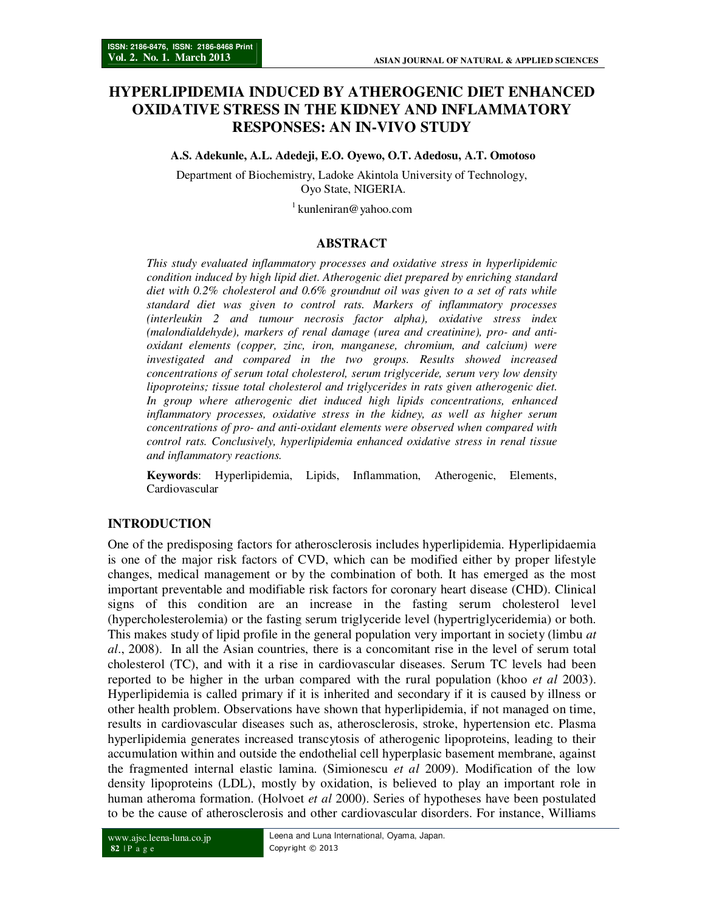# HYPERLIPIDEMIA INDUCED BY ATHEROGENIC DIET ENHANCED OXIDATIVE STRESS IN THE KIDNEY AND INFLAMMATORY RESPONSES: AN IN-VIVO STUDY

**A.S. Adekunle, A.L. Adedeji, E.O. Oyewo, O.T. Adedosu, A.T. Omotoso**

Department of Biochemistry, Ladoke Akintola University of Technology, Oyo State, NIGERIA.

[1] kunleniran@yahoo.com

## ABSTRACT

*This study evaluated inflammatory processes and oxidative stress in hyperlipidemic condition induced by high lipid diet. Atherogenic diet prepared by enriching standard diet with 0.2% cholesterol and 0.6% groundnut oil was given to a set of rats while standard diet was given to control rats. Markers of inflammatory processes (interleukin 2 and tumour necrosis factor alpha), oxidative stress index (malondialdehyde), markers of renal damage (urea and creatinine), pro- and anti-oxidant elements (copper, zinc, iron, manganese, chromium, and calcium) were investigated and compared in the two groups. Results showed increased concentrations of serum total cholesterol, serum triglyceride, serum very low density lipoproteins; tissue total cholesterol and triglycerides in rats given atherogenic diet. In group where atherogenic diet induced high lipids concentrations, enhanced inflammatory processes, oxidative stress in the kidney, as well as higher serum concentrations of pro- and anti-oxidant elements were observed when compared with control rats. Conclusively, hyperlipidemia enhanced oxidative stress in renal tissue and inflammatory reactions.*

**Keywords**: Hyperlipidemia, Lipids, Inflammation, Atherogenic, Elements, Cardiovascular

## INTRODUCTION

One of the predisposing factors for atherosclerosis includes hyperlipidemia. Hyperlipidaemia is one of the major risk factors of CVD, which can be modified either by proper lifestyle changes, medical management or by the combination of both. It has emerged as the most important preventable and modifiable risk factors for coronary heart disease (CHD). Clinical signs of this condition are an increase in the fasting serum cholesterol level (hypercholesterolemia) or the fasting serum triglyceride level (hypertriglyceridemia) or both. This makes study of lipid profile in the general population very important in society (limbu *at al*., 2008). In all the Asian countries, there is a concomitant rise in the level of serum total cholesterol (TC), and with it a rise in cardiovascular diseases. Serum TC levels had been reported to be higher in the urban compared with the rural population (khoo *et al* 2003). Hyperlipidemia is called primary if it is inherited and secondary if it is caused by illness or other health problem. Observations have shown that hyperlipidemia, if not managed on time, results in cardiovascular diseases such as, atherosclerosis, stroke, hypertension etc. Plasma hyperlipidemia generates increased transcytosis of atherogenic lipoproteins, leading to their accumulation within and outside the endothelial cell hyperplasic basement membrane, against the fragmented internal elastic lamina. (Simionescu *et al* 2009). Modification of the low density lipoproteins (LDL), mostly by oxidation, is believed to play an important role in human atheroma formation. (Holvoet *et al* 2000). Series of hypotheses have been postulated to be the cause of atherosclerosis and other cardiovascular disorders. For instance, Williams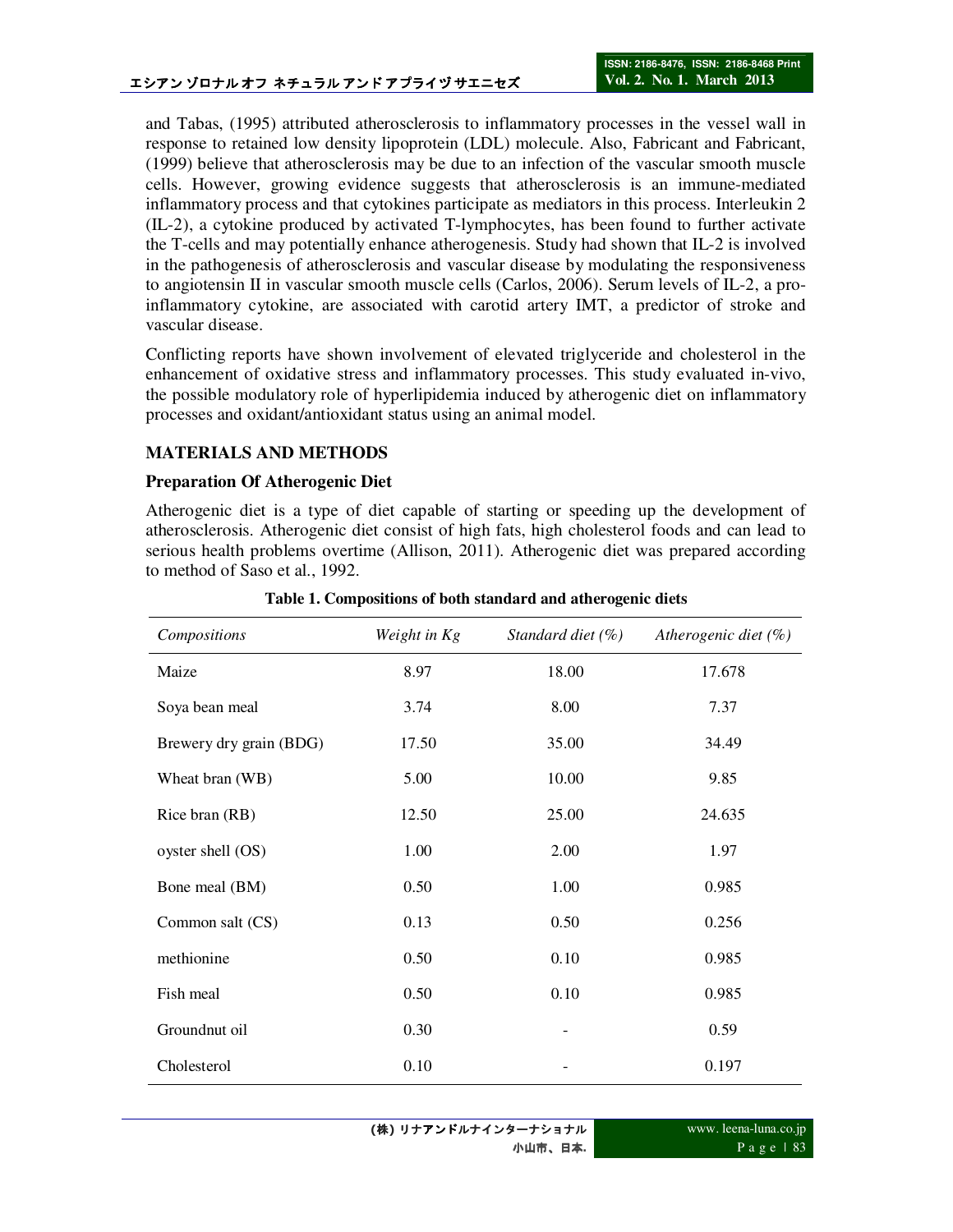and Tabas, (1995) attributed atherosclerosis to inflammatory processes in the vessel wall in response to retained low density lipoprotein (LDL) molecule. Also, Fabricant and Fabricant, (1999) believe that atherosclerosis may be due to an infection of the vascular smooth muscle cells. However, growing evidence suggests that atherosclerosis is an immune-mediated inflammatory process and that cytokines participate as mediators in this process. Interleukin 2 (IL-2), a cytokine produced by activated T-lymphocytes, has been found to further activate the T-cells and may potentially enhance atherogenesis. Study had shown that IL-2 is involved in the pathogenesis of atherosclerosis and vascular disease by modulating the responsiveness to angiotensin II in vascular smooth muscle cells (Carlos, 2006). Serum levels of IL-2, a pro-inflammatory cytokine, are associated with carotid artery IMT, a predictor of stroke and vascular disease.

Conflicting reports have shown involvement of elevated triglyceride and cholesterol in the enhancement of oxidative stress and inflammatory processes. This study evaluated in-vivo, the possible modulatory role of hyperlipidemia induced by atherogenic diet on inflammatory processes and oxidant/antioxidant status using an animal model.

## MATERIALS AND METHODS

### Preparation Of Atherogenic Diet

Atherogenic diet is a type of diet capable of starting or speeding up the development of atherosclerosis. Atherogenic diet consist of high fats, high cholesterol foods and can lead to serious health problems overtime (Allison, 2011). Atherogenic diet was prepared according to method of Saso et al., 1992.

**Table 1. Compositions of both standard and atherogenic diets**

| *Compositions* | *Weight in Kg* | *Standard diet (%)* | *Atherogenic diet (%)* |
|---|---|---|---|
| Maize | 8.97 | 18.00 | 17.678 |
| Soya bean meal | 3.74 | 8.00 | 7.37 |
| Brewery dry grain (BDG) | 17.50 | 35.00 | 34.49 |
| Wheat bran (WB) | 5.00 | 10.00 | 9.85 |
| Rice bran (RB) | 12.50 | 25.00 | 24.635 |
| oyster shell (OS) | 1.00 | 2.00 | 1.97 |
| Bone meal (BM) | 0.50 | 1.00 | 0.985 |
| Common salt (CS) | 0.13 | 0.50 | 0.256 |
| methionine | 0.50 | 0.10 | 0.985 |
| Fish meal | 0.50 | 0.10 | 0.985 |
| Groundnut oil | 0.30 | - | 0.59 |
| Cholesterol | 0.10 | - | 0.197 |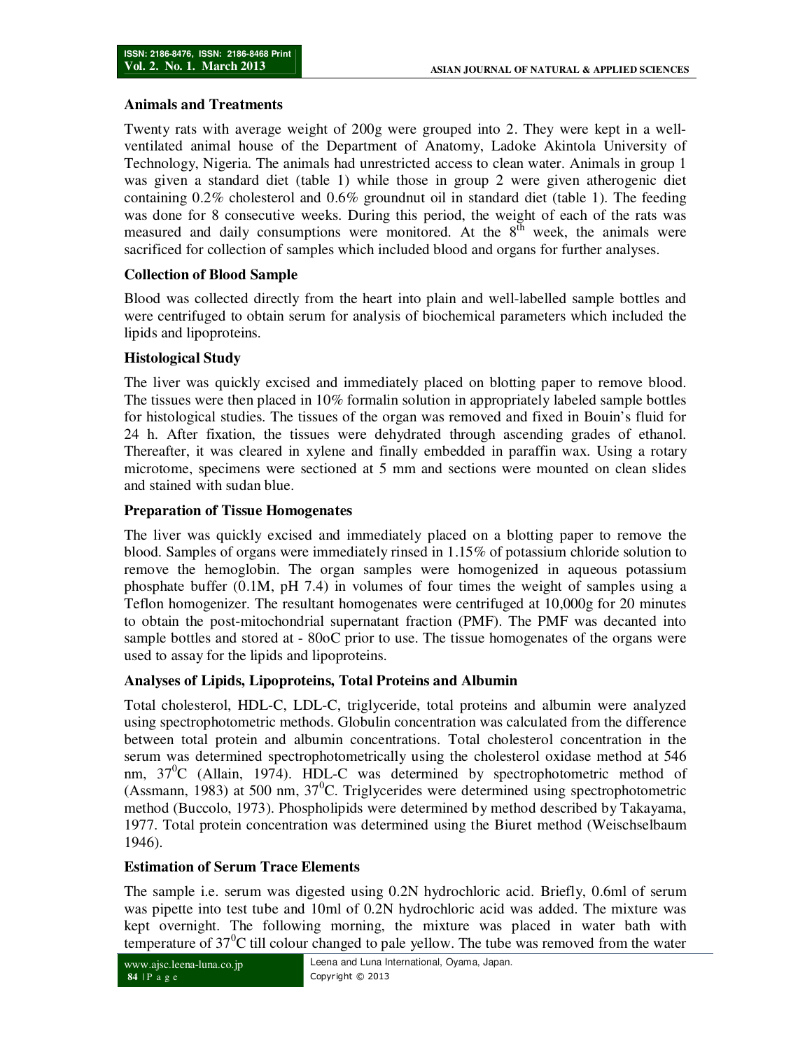**Animals and Treatments**

Twenty rats with average weight of 200g were grouped into 2. They were kept in a well-ventilated animal house of the Department of Anatomy, Ladoke Akintola University of Technology, Nigeria. The animals had unrestricted access to clean water. Animals in group 1 was given a standard diet (table 1) while those in group 2 were given atherogenic diet containing 0.2% cholesterol and 0.6% groundnut oil in standard diet (table 1). The feeding was done for 8 consecutive weeks. During this period, the weight of each of the rats was measured and daily consumptions were monitored. At the $8^{th}$ week, the animals were sacrificed for collection of samples which included blood and organs for further analyses.

**Collection of Blood Sample**

Blood was collected directly from the heart into plain and well-labelled sample bottles and were centrifuged to obtain serum for analysis of biochemical parameters which included the lipids and lipoproteins.

**Histological Study**

The liver was quickly excised and immediately placed on blotting paper to remove blood. The tissues were then placed in 10% formalin solution in appropriately labeled sample bottles for histological studies. The tissues of the organ was removed and fixed in Bouin's fluid for 24 h. After fixation, the tissues were dehydrated through ascending grades of ethanol. Thereafter, it was cleared in xylene and finally embedded in paraffin wax. Using a rotary microtome, specimens were sectioned at 5 mm and sections were mounted on clean slides and stained with sudan blue.

**Preparation of Tissue Homogenates**

The liver was quickly excised and immediately placed on a blotting paper to remove the blood. Samples of organs were immediately rinsed in 1.15% of potassium chloride solution to remove the hemoglobin. The organ samples were homogenized in aqueous potassium phosphate buffer (0.1M, pH 7.4) in volumes of four times the weight of samples using a Teflon homogenizer. The resultant homogenates were centrifuged at 10,000g for 20 minutes to obtain the post-mitochondrial supernatant fraction (PMF). The PMF was decanted into sample bottles and stored at - 80oC prior to use. The tissue homogenates of the organs were used to assay for the lipids and lipoproteins.

**Analyses of Lipids, Lipoproteins, Total Proteins and Albumin**

Total cholesterol, HDL-C, LDL-C, triglyceride, total proteins and albumin were analyzed using spectrophotometric methods. Globulin concentration was calculated from the difference between total protein and albumin concentrations. Total cholesterol concentration in the serum was determined spectrophotometrically using the cholesterol oxidase method at 546 nm, $37^0$C (Allain, 1974). HDL-C was determined by spectrophotometric method of (Assmann, 1983) at 500 nm, $37^0$C. Triglycerides were determined using spectrophotometric method (Buccolo, 1973). Phospholipids were determined by method described by Takayama, 1977. Total protein concentration was determined using the Biuret method (Weischselbaum 1946).

**Estimation of Serum Trace Elements**

The sample i.e. serum was digested using 0.2N hydrochloric acid. Briefly, 0.6ml of serum was pipette into test tube and 10ml of 0.2N hydrochloric acid was added. The mixture was kept overnight. The following morning, the mixture was placed in water bath with temperature of $37^0$C till colour changed to pale yellow. The tube was removed from the water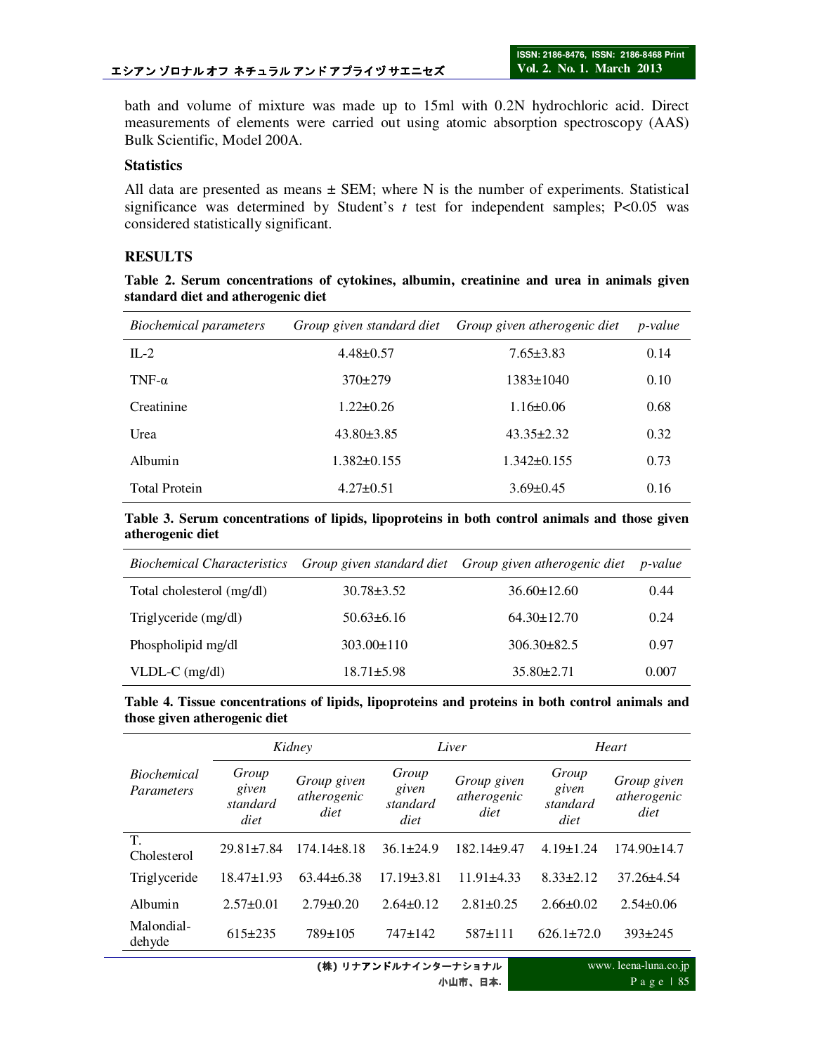bath and volume of mixture was made up to 15ml with 0.2N hydrochloric acid. Direct measurements of elements were carried out using atomic absorption spectroscopy (AAS) Bulk Scientific, Model 200A.

### Statistics

All data are presented as means ± SEM; where N is the number of experiments. Statistical significance was determined by Student's *t* test for independent samples; $P<0.05$ was considered statistically significant.

## RESULTS

**Table 2. Serum concentrations of cytokines, albumin, creatinine and urea in animals given standard diet and atherogenic diet**

| *Biochemical parameters* | *Group given standard diet* | *Group given atherogenic diet* | *p-value* |
|---|---|---|---|
| IL-2 | 4.48±0.57 | 7.65±3.83 | 0.14 |
| TNF-α | 370±279 | 1383±1040 | 0.10 |
| Creatinine | 1.22±0.26 | 1.16±0.06 | 0.68 |
| Urea | 43.80±3.85 | 43.35±2.32 | 0.32 |
| Albumin | 1.382±0.155 | 1.342±0.155 | 0.73 |
| Total Protein | 4.27±0.51 | 3.69±0.45 | 0.16 |

**Table 3. Serum concentrations of lipids, lipoproteins in both control animals and those given atherogenic diet**

| *Biochemical Characteristics* | *Group given standard diet* | *Group given atherogenic diet* | *p-value* |
|---|---|---|---|
| Total cholesterol (mg/dl) | 30.78±3.52 | 36.60±12.60 | 0.44 |
| Triglyceride (mg/dl) | 50.63±6.16 | 64.30±12.70 | 0.24 |
| Phospholipid mg/dl | 303.00±110 | 306.30±82.5 | 0.97 |
| VLDL-C (mg/dl) | 18.71±5.98 | 35.80±2.71 | 0.007 |

**Table 4. Tissue concentrations of lipids, lipoproteins and proteins in both control animals and those given atherogenic diet**

| *Biochemical Parameters* | *Kidney* | | *Liver* | | *Heart* | |
|---|---|---|---|---|---|---|
| | *Group given standard diet* | *Group given atherogenic diet* | *Group given standard diet* | *Group given atherogenic diet* | *Group given standard diet* | *Group given atherogenic diet* |
| T. Cholesterol | 29.81±7.84 | 174.14±8.18 | 36.1±24.9 | 182.14±9.47 | 4.19±1.24 | 174.90±14.7 |
| Triglyceride | 18.47±1.93 | 63.44±6.38 | 17.19±3.81 | 11.91±4.33 | 8.33±2.12 | 37.26±4.54 |
| Albumin | 2.57±0.01 | 2.79±0.20 | 2.64±0.12 | 2.81±0.25 | 2.66±0.02 | 2.54±0.06 |
| Malondial-dehyde | 615±235 | 789±105 | 747±142 | 587±111 | 626.1±72.0 | 393±245 |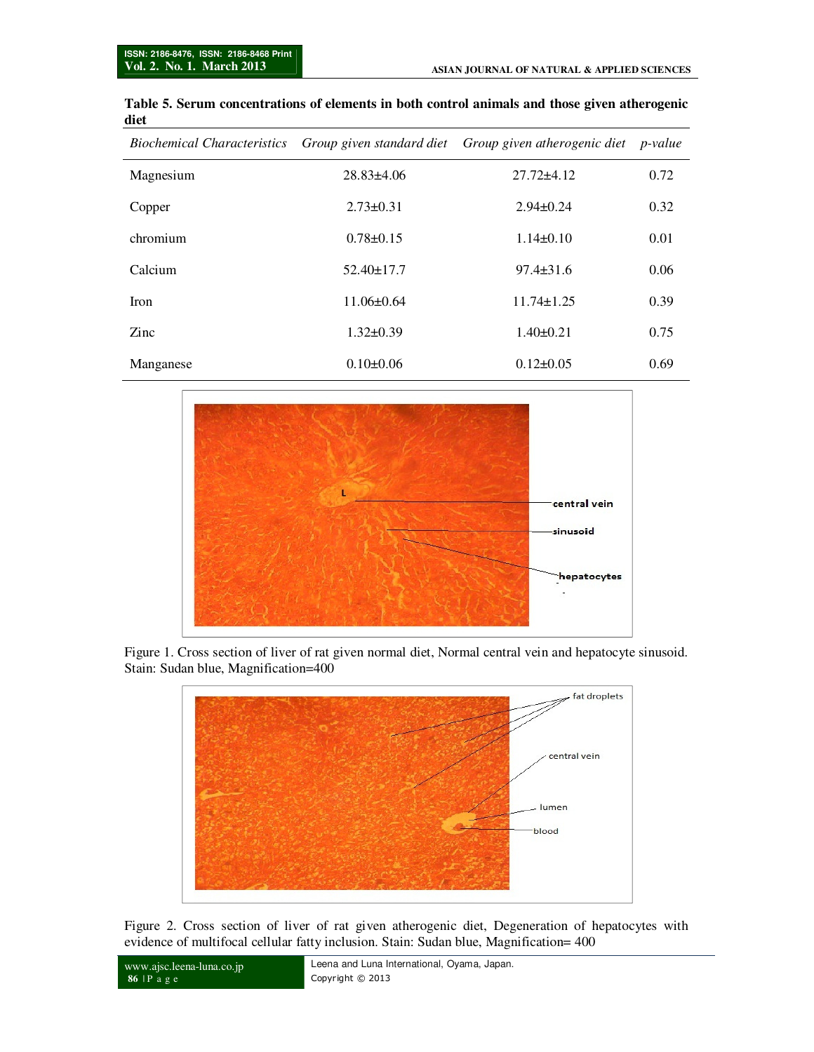**Table 5. Serum concentrations of elements in both control animals and those given atherogenic diet**

| *Biochemical Characteristics* | *Group given standard diet* | *Group given atherogenic diet* | *p-value* |
|---|---|---|---|
| Magnesium | 28.83±4.06 | 27.72±4.12 | 0.72 |
| Copper | 2.73±0.31 | 2.94±0.24 | 0.32 |
| chromium | 0.78±0.15 | 1.14±0.10 | 0.01 |
| Calcium | 52.40±17.7 | 97.4±31.6 | 0.06 |
| Iron | 11.06±0.64 | 11.74±1.25 | 0.39 |
| Zinc | 1.32±0.39 | 1.40±0.21 | 0.75 |
| Manganese | 0.10±0.06 | 0.12±0.05 | 0.69 |

Figure 1. Cross section of liver of rat given normal diet, Normal central vein and hepatocyte sinusoid. Stain: Sudan blue, Magnification=400

Figure 2. Cross section of liver of rat given atherogenic diet, Degeneration of hepatocytes with evidence of multifocal cellular fatty inclusion. Stain: Sudan blue, Magnification= 400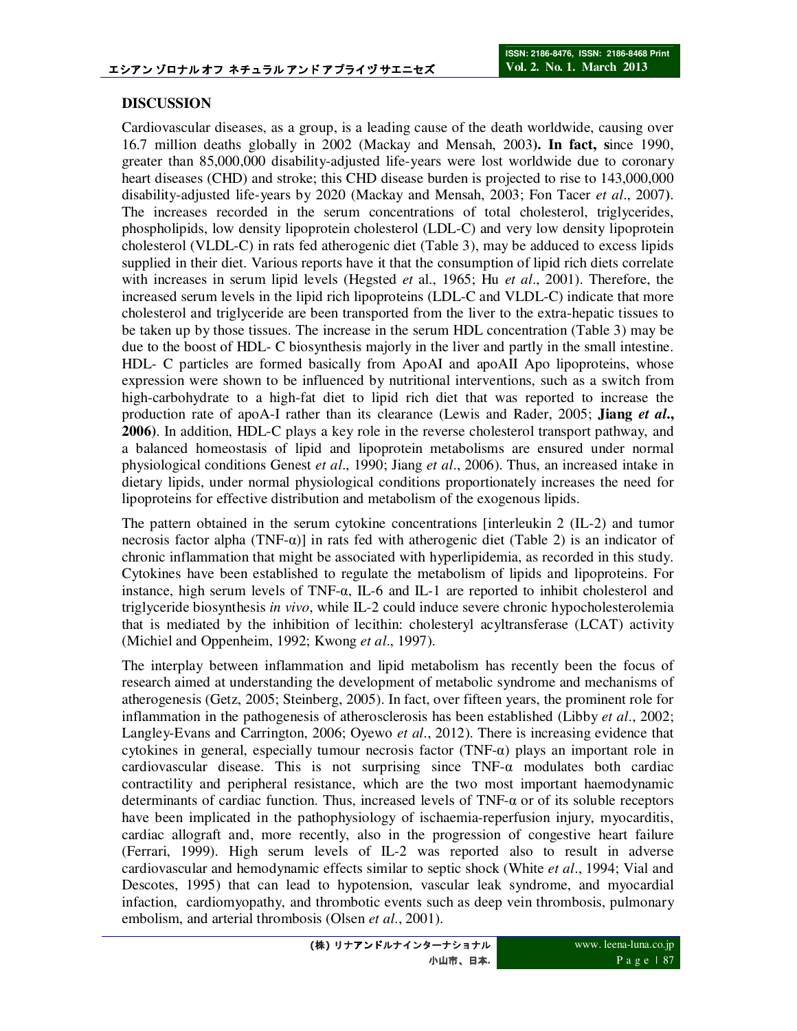## DISCUSSION

Cardiovascular diseases, as a group, is a leading cause of the death worldwide, causing over 16.7 million deaths globally in 2002 (Mackay and Mensah, 2003)**. In fact, s**ince 1990, greater than 85,000,000 disability-adjusted life-years were lost worldwide due to coronary heart diseases (CHD) and stroke; this CHD disease burden is projected to rise to 143,000,000 disability-adjusted life-years by 2020 (Mackay and Mensah, 2003; Fon Tacer *et al*., 2007). The increases recorded in the serum concentrations of total cholesterol, triglycerides, phospholipids, low density lipoprotein cholesterol (LDL-C) and very low density lipoprotein cholesterol (VLDL-C) in rats fed atherogenic diet (Table 3), may be adduced to excess lipids supplied in their diet. Various reports have it that the consumption of lipid rich diets correlate with increases in serum lipid levels (Hegsted *et* al., 1965; Hu *et al*., 2001). Therefore, the increased serum levels in the lipid rich lipoproteins (LDL-C and VLDL-C) indicate that more cholesterol and triglyceride are been transported from the liver to the extra-hepatic tissues to be taken up by those tissues. The increase in the serum HDL concentration (Table 3) may be due to the boost of HDL- C biosynthesis majorly in the liver and partly in the small intestine. HDL- C particles are formed basically from ApoAI and apoAII Apo lipoproteins, whose expression were shown to be influenced by nutritional interventions, such as a switch from high-carbohydrate to a high-fat diet to lipid rich diet that was reported to increase the production rate of apoA-I rather than its clearance (Lewis and Rader, 2005; **Jiang *et al*., 2006**). In addition, HDL-C plays a key role in the reverse cholesterol transport pathway, and a balanced homeostasis of lipid and lipoprotein metabolisms are ensured under normal physiological conditions Genest *et al*., 1990; Jiang *et al*., 2006). Thus, an increased intake in dietary lipids, under normal physiological conditions proportionately increases the need for lipoproteins for effective distribution and metabolism of the exogenous lipids.

The pattern obtained in the serum cytokine concentrations [interleukin 2 (IL-2) and tumor necrosis factor alpha (TNF-α)] in rats fed with atherogenic diet (Table 2) is an indicator of chronic inflammation that might be associated with hyperlipidemia, as recorded in this study. Cytokines have been established to regulate the metabolism of lipids and lipoproteins. For instance, high serum levels of TNF-α, IL-6 and IL-1 are reported to inhibit cholesterol and triglyceride biosynthesis *in vivo*, while IL-2 could induce severe chronic hypocholesterolemia that is mediated by the inhibition of lecithin: cholesteryl acyltransferase (LCAT) activity (Michiel and Oppenheim, 1992; Kwong *et al*., 1997).

The interplay between inflammation and lipid metabolism has recently been the focus of research aimed at understanding the development of metabolic syndrome and mechanisms of atherogenesis (Getz, 2005; Steinberg, 2005). In fact, over fifteen years, the prominent role for inflammation in the pathogenesis of atherosclerosis has been established (Libby *et al*., 2002; Langley-Evans and Carrington, 2006; Oyewo *et al*., 2012). There is increasing evidence that cytokines in general, especially tumour necrosis factor (TNF-α) plays an important role in cardiovascular disease. This is not surprising since TNF-α modulates both cardiac contractility and peripheral resistance, which are the two most important haemodynamic determinants of cardiac function. Thus, increased levels of TNF-α or of its soluble receptors have been implicated in the pathophysiology of ischaemia-reperfusion injury, myocarditis, cardiac allograft and, more recently, also in the progression of congestive heart failure (Ferrari, 1999). High serum levels of IL-2 was reported also to result in adverse cardiovascular and hemodynamic effects similar to septic shock (White *et al*., 1994; Vial and Descotes, 1995) that can lead to hypotension, vascular leak syndrome, and myocardial infaction, cardiomyopathy, and thrombotic events such as deep vein thrombosis, pulmonary embolism, and arterial thrombosis (Olsen *et al*., 2001).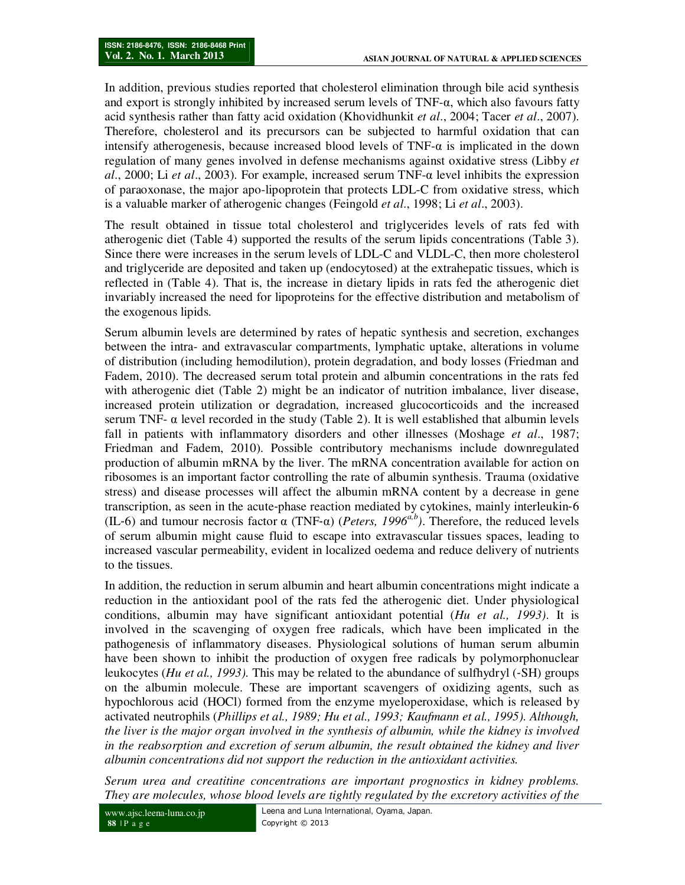In addition, previous studies reported that cholesterol elimination through bile acid synthesis and export is strongly inhibited by increased serum levels of TNF-α, which also favours fatty acid synthesis rather than fatty acid oxidation (Khovidhunkit *et al*., 2004; Tacer *et al*., 2007). Therefore, cholesterol and its precursors can be subjected to harmful oxidation that can intensify atherogenesis, because increased blood levels of TNF-α is implicated in the down regulation of many genes involved in defense mechanisms against oxidative stress (Libby *et al*., 2000; Li *et al*., 2003). For example, increased serum TNF-α level inhibits the expression of paraoxonase, the major apo-lipoprotein that protects LDL-C from oxidative stress, which is a valuable marker of atherogenic changes (Feingold *et al*., 1998; Li *et al*., 2003).

The result obtained in tissue total cholesterol and triglycerides levels of rats fed with atherogenic diet (Table 4) supported the results of the serum lipids concentrations (Table 3). Since there were increases in the serum levels of LDL-C and VLDL-C, then more cholesterol and triglyceride are deposited and taken up (endocytosed) at the extrahepatic tissues, which is reflected in (Table 4). That is, the increase in dietary lipids in rats fed the atherogenic diet invariably increased the need for lipoproteins for the effective distribution and metabolism of the exogenous lipids.

Serum albumin levels are determined by rates of hepatic synthesis and secretion, exchanges between the intra- and extravascular compartments, lymphatic uptake, alterations in volume of distribution (including hemodilution), protein degradation, and body losses (Friedman and Fadem, 2010). The decreased serum total protein and albumin concentrations in the rats fed with atherogenic diet (Table 2) might be an indicator of nutrition imbalance, liver disease, increased protein utilization or degradation, increased glucocorticoids and the increased serum TNF- α level recorded in the study (Table 2). It is well established that albumin levels fall in patients with inflammatory disorders and other illnesses (Moshage *et al*., 1987; Friedman and Fadem, 2010). Possible contributory mechanisms include downregulated production of albumin mRNA by the liver. The mRNA concentration available for action on ribosomes is an important factor controlling the rate of albumin synthesis. Trauma (oxidative stress) and disease processes will affect the albumin mRNA content by a decrease in gene transcription, as seen in the acute-phase reaction mediated by cytokines, mainly interleukin-6 (IL-6) and tumour necrosis factor α (TNF-α) (*Peters, 1996*[a,b]). Therefore, the reduced levels of serum albumin might cause fluid to escape into extravascular tissues spaces, leading to increased vascular permeability, evident in localized oedema and reduce delivery of nutrients to the tissues.

In addition, the reduction in serum albumin and heart albumin concentrations might indicate a reduction in the antioxidant pool of the rats fed the atherogenic diet. Under physiological conditions, albumin may have significant antioxidant potential (*Hu et al., 1993)*. It is involved in the scavenging of oxygen free radicals, which have been implicated in the pathogenesis of inflammatory diseases. Physiological solutions of human serum albumin have been shown to inhibit the production of oxygen free radicals by polymorphonuclear leukocytes (*Hu et al., 1993).* This may be related to the abundance of sulfhydryl (-SH) groups on the albumin molecule. These are important scavengers of oxidizing agents, such as hypochlorous acid (HOCl) formed from the enzyme myeloperoxidase, which is released by activated neutrophils (*Phillips et al., 1989; Hu et al., 1993; Kaufmann et al., 1995). Although, the liver is the major organ involved in the synthesis of albumin, while the kidney is involved in the reabsorption and excretion of serum albumin, the result obtained the kidney and liver albumin concentrations did not support the reduction in the antioxidant activities.*

*Serum urea and creatitine concentrations are important prognostics in kidney problems. They are molecules, whose blood levels are tightly regulated by the excretory activities of the*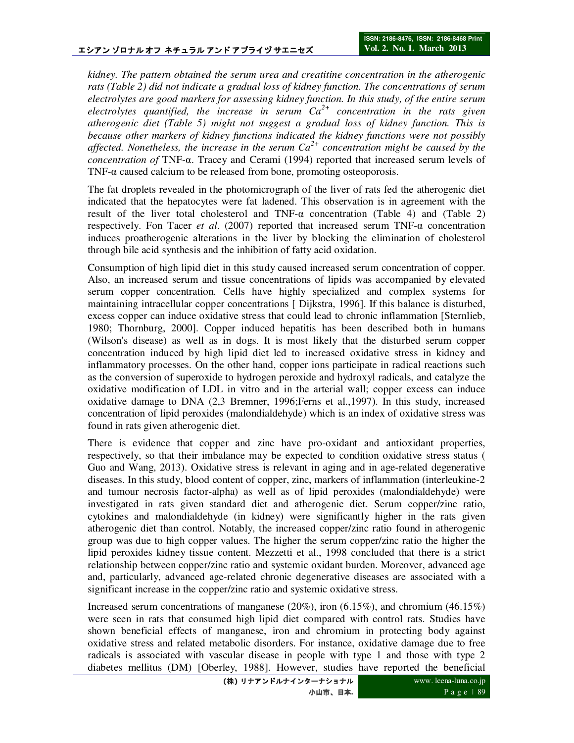*kidney. The pattern obtained the serum urea and creatitine concentration in the atherogenic rats (Table 2) did not indicate a gradual loss of kidney function. The concentrations of serum electrolytes are good markers for assessing kidney function. In this study, of the entire serum electrolytes quantified, the increase in serum $Ca^{2+}$ concentration in the rats given atherogenic diet (Table 5) might not suggest a gradual loss of kidney function. This is because other markers of kidney functions indicated the kidney functions were not possibly affected. Nonetheless, the increase in the serum $Ca^{2+}$ concentration might be caused by the concentration of* TNF-α. Tracey and Cerami (1994) reported that increased serum levels of TNF-α caused calcium to be released from bone, promoting osteoporosis.

The fat droplets revealed in the photomicrograph of the liver of rats fed the atherogenic diet indicated that the hepatocytes were fat ladened. This observation is in agreement with the result of the liver total cholesterol and TNF-α concentration (Table 4) and (Table 2) respectively. Fon Tacer *et al*. (2007) reported that increased serum TNF-α concentration induces proatherogenic alterations in the liver by blocking the elimination of cholesterol through bile acid synthesis and the inhibition of fatty acid oxidation.

Consumption of high lipid diet in this study caused increased serum concentration of copper. Also, an increased serum and tissue concentrations of lipids was accompanied by elevated serum copper concentration. Cells have highly specialized and complex systems for maintaining intracellular copper concentrations [ Dijkstra, 1996]. If this balance is disturbed, excess copper can induce oxidative stress that could lead to chronic inflammation [Sternlieb, 1980; Thornburg, 2000]. Copper induced hepatitis has been described both in humans (Wilson's disease) as well as in dogs. It is most likely that the disturbed serum copper concentration induced by high lipid diet led to increased oxidative stress in kidney and inflammatory processes. On the other hand, copper ions participate in radical reactions such as the conversion of superoxide to hydrogen peroxide and hydroxyl radicals, and catalyze the oxidative modification of LDL in vitro and in the arterial wall; copper excess can induce oxidative damage to DNA (2,3 Bremner, 1996;Ferns et al.,1997). In this study, increased concentration of lipid peroxides (malondialdehyde) which is an index of oxidative stress was found in rats given atherogenic diet.

There is evidence that copper and zinc have pro-oxidant and antioxidant properties, respectively, so that their imbalance may be expected to condition oxidative stress status ( Guo and Wang, 2013). Oxidative stress is relevant in aging and in age-related degenerative diseases. In this study, blood content of copper, zinc, markers of inflammation (interleukine-2 and tumour necrosis factor-alpha) as well as of lipid peroxides (malondialdehyde) were investigated in rats given standard diet and atherogenic diet. Serum copper/zinc ratio, cytokines and malondialdehyde (in kidney) were significantly higher in the rats given atherogenic diet than control. Notably, the increased copper/zinc ratio found in atherogenic group was due to high copper values. The higher the serum copper/zinc ratio the higher the lipid peroxides kidney tissue content. Mezzetti et al., 1998 concluded that there is a strict relationship between copper/zinc ratio and systemic oxidant burden. Moreover, advanced age and, particularly, advanced age-related chronic degenerative diseases are associated with a significant increase in the copper/zinc ratio and systemic oxidative stress.

Increased serum concentrations of manganese (20%), iron (6.15%), and chromium (46.15%) were seen in rats that consumed high lipid diet compared with control rats. Studies have shown beneficial effects of manganese, iron and chromium in protecting body against oxidative stress and related metabolic disorders. For instance, oxidative damage due to free radicals is associated with vascular disease in people with type 1 and those with type 2 diabetes mellitus (DM) [Oberley, 1988]. However, studies have reported the beneficial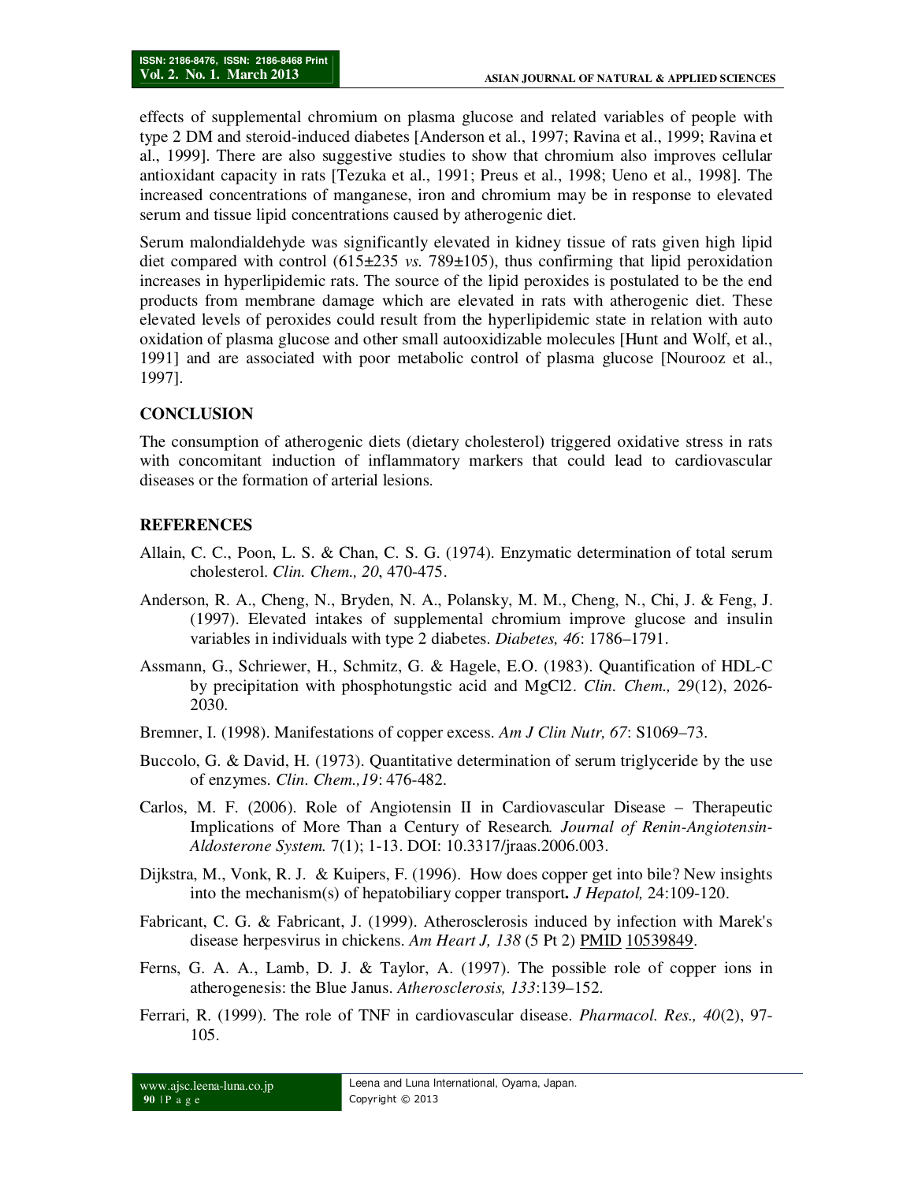effects of supplemental chromium on plasma glucose and related variables of people with type 2 DM and steroid-induced diabetes [Anderson et al., 1997; Ravina et al., 1999; Ravina et al., 1999]. There are also suggestive studies to show that chromium also improves cellular antioxidant capacity in rats [Tezuka et al., 1991; Preus et al., 1998; Ueno et al., 1998]. The increased concentrations of manganese, iron and chromium may be in response to elevated serum and tissue lipid concentrations caused by atherogenic diet.

Serum malondialdehyde was significantly elevated in kidney tissue of rats given high lipid diet compared with control (615±235 *vs.* 789±105), thus confirming that lipid peroxidation increases in hyperlipidemic rats. The source of the lipid peroxides is postulated to be the end products from membrane damage which are elevated in rats with atherogenic diet. These elevated levels of peroxides could result from the hyperlipidemic state in relation with auto oxidation of plasma glucose and other small autooxidizable molecules [Hunt and Wolf, et al., 1991] and are associated with poor metabolic control of plasma glucose [Nourooz et al., 1997].

## CONCLUSION

The consumption of atherogenic diets (dietary cholesterol) triggered oxidative stress in rats with concomitant induction of inflammatory markers that could lead to cardiovascular diseases or the formation of arterial lesions.

## REFERENCES

Allain, C. C., Poon, L. S. & Chan, C. S. G. (1974). Enzymatic determination of total serum cholesterol. *Clin. Chem., 20*, 470-475.

Anderson, R. A., Cheng, N., Bryden, N. A., Polansky, M. M., Cheng, N., Chi, J. & Feng, J. (1997). Elevated intakes of supplemental chromium improve glucose and insulin variables in individuals with type 2 diabetes. *Diabetes, 46*: 1786–1791.

Assmann, G., Schriewer, H., Schmitz, G. & Hagele, E.O. (1983). Quantification of HDL-C by precipitation with phosphotungstic acid and MgCl2. *Clin. Chem.,* 29(12), 2026-2030.

Bremner, I. (1998). Manifestations of copper excess. *Am J Clin Nutr, 67*: S1069–73.

Buccolo, G. & David, H. (1973). Quantitative determination of serum triglyceride by the use of enzymes. *Clin. Chem.,19*: 476-482.

Carlos, M. F. (2006). Role of Angiotensin II in Cardiovascular Disease – Therapeutic Implications of More Than a Century of Research. *Journal of Renin-Angiotensin-Aldosterone System.* 7(1); 1-13. DOI: 10.3317/jraas.2006.003.

Dijkstra, M., Vonk, R. J. & Kuipers, F. (1996). How does copper get into bile? New insights into the mechanism(s) of hepatobiliary copper transport**.** *J Hepatol,* 24:109-120.

Fabricant, C. G. & Fabricant, J. (1999). Atherosclerosis induced by infection with Marek's disease herpesvirus in chickens. *Am Heart J, 138* (5 Pt 2) PMID 10539849.

Ferns, G. A. A., Lamb, D. J. & Taylor, A. (1997). The possible role of copper ions in atherogenesis: the Blue Janus. *Atherosclerosis, 133*:139–152.

Ferrari, R. (1999). The role of TNF in cardiovascular disease. *Pharmacol. Res., 40*(2), 97-105.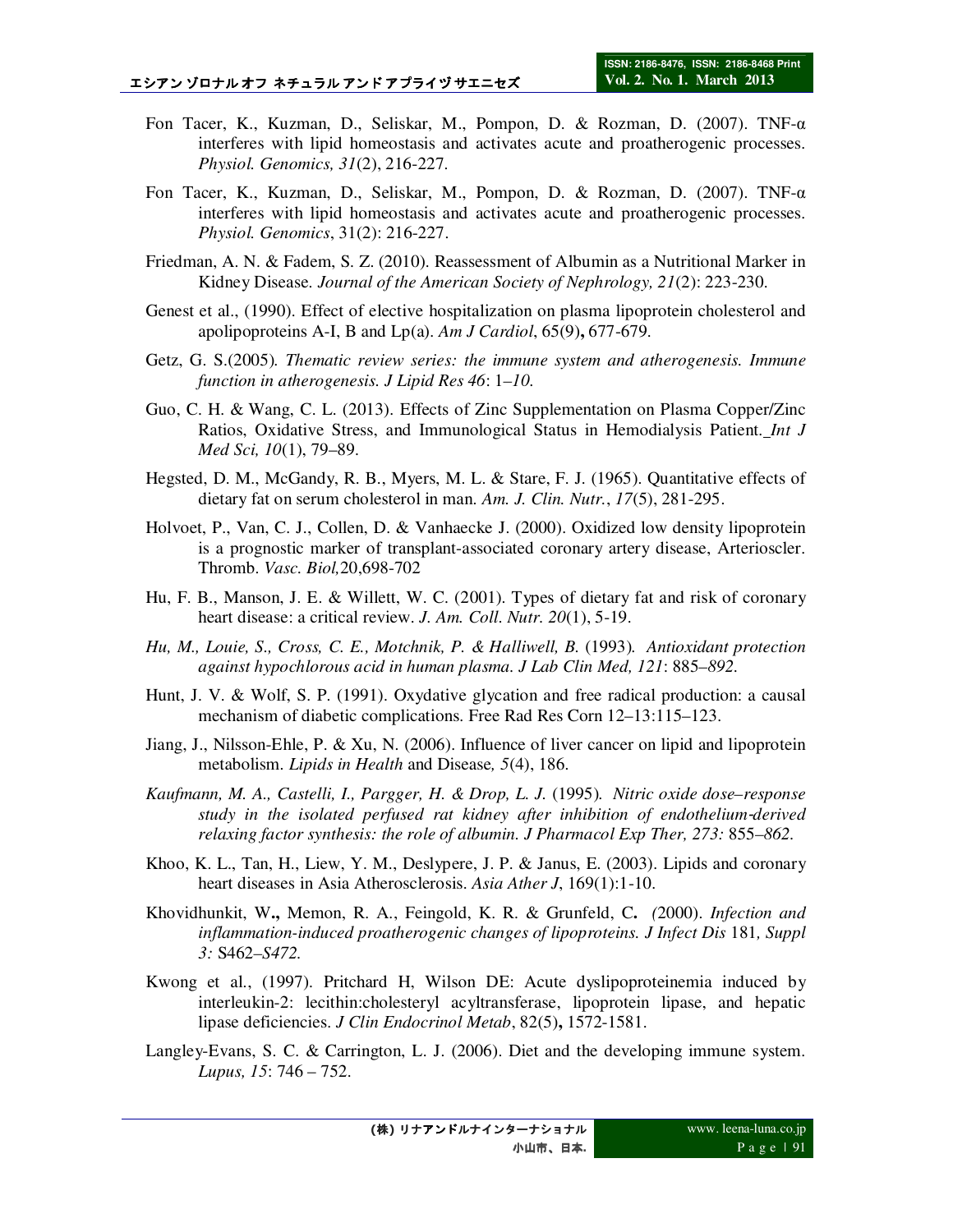Fon Tacer, K., Kuzman, D., Seliskar, M., Pompon, D. & Rozman, D. (2007). TNF-α interferes with lipid homeostasis and activates acute and proatherogenic processes. *Physiol. Genomics, 31*(2), 216-227.

Fon Tacer, K., Kuzman, D., Seliskar, M., Pompon, D. & Rozman, D. (2007). TNF-α interferes with lipid homeostasis and activates acute and proatherogenic processes. *Physiol. Genomics*, 31(2): 216-227.

Friedman, A. N. & Fadem, S. Z. (2010). Reassessment of Albumin as a Nutritional Marker in Kidney Disease. *Journal of the American Society of Nephrology, 21*(2): 223-230.

Genest et al., (1990). Effect of elective hospitalization on plasma lipoprotein cholesterol and apolipoproteins A-I, B and Lp(a). *Am J Cardiol*, 65(9)**,** 677-679.

Getz, G. S.(2005)*. Thematic review series: the immune system and atherogenesis. Immune function in atherogenesis. J Lipid Res 46*: 1*–10.*

Guo, C. H. & Wang, C. L. (2013). Effects of Zinc Supplementation on Plasma Copper/Zinc Ratios, Oxidative Stress, and Immunological Status in Hemodialysis Patient. *Int J Med Sci, 10*(1), 79–89.

Hegsted, D. M., McGandy, R. B., Myers, M. L. & Stare, F. J. (1965). Quantitative effects of dietary fat on serum cholesterol in man. *Am. J. Clin. Nutr.*, *17*(5), 281-295.

Holvoet, P., Van, C. J., Collen, D. & Vanhaecke J. (2000). Oxidized low density lipoprotein is a prognostic marker of transplant-associated coronary artery disease, Arterioscler. Thromb. *Vasc. Biol,*20,698-702

Hu, F. B., Manson, J. E. & Willett, W. C. (2001). Types of dietary fat and risk of coronary heart disease: a critical review. *J. Am. Coll. Nutr. 20*(1), 5-19.

*Hu, M., Louie, S., Cross, C. E., Motchnik, P. & Halliwell, B.* (1993)*. Antioxidant protection against hypochlorous acid in human plasma. J Lab Clin Med, 121*: 885*–892.*

Hunt, J. V. & Wolf, S. P. (1991). Oxydative glycation and free radical production: a causal mechanism of diabetic complications. Free Rad Res Corn 12–13:115–123.

Jiang, J., Nilsson-Ehle, P. & Xu, N. (2006). Influence of liver cancer on lipid and lipoprotein metabolism. *Lipids in Health* and Disease*, 5*(4), 186.

*Kaufmann, M. A., Castelli, I., Pargger, H. & Drop, L. J.* (1995)*. Nitric oxide dose–response study in the isolated perfused rat kidney after inhibition of endothelium-derived relaxing factor synthesis: the role of albumin. J Pharmacol Exp Ther, 273:* 855*–862.*

Khoo, K. L., Tan, H., Liew, Y. M., Deslypere, J. P. & Janus, E. (2003). Lipids and coronary heart diseases in Asia Atherosclerosis. *Asia Ather J*, 169(1):1-10.

Khovidhunkit, W**.,** Memon, R. A., Feingold, K. R. & Grunfeld, C**.** *(*2000)*. Infection and inflammation-induced proatherogenic changes of lipoproteins. J Infect Dis* 181*, Suppl 3:* S462*–S472.*

Kwong et al., (1997). Pritchard H, Wilson DE: Acute dyslipoproteinemia induced by interleukin-2: lecithin:cholesteryl acyltransferase, lipoprotein lipase, and hepatic lipase deficiencies. *J Clin Endocrinol Metab*, 82(5)**,** 1572-1581.

Langley-Evans, S. C. & Carrington, L. J. (2006). Diet and the developing immune system. *Lupus, 15*: 746 – 752.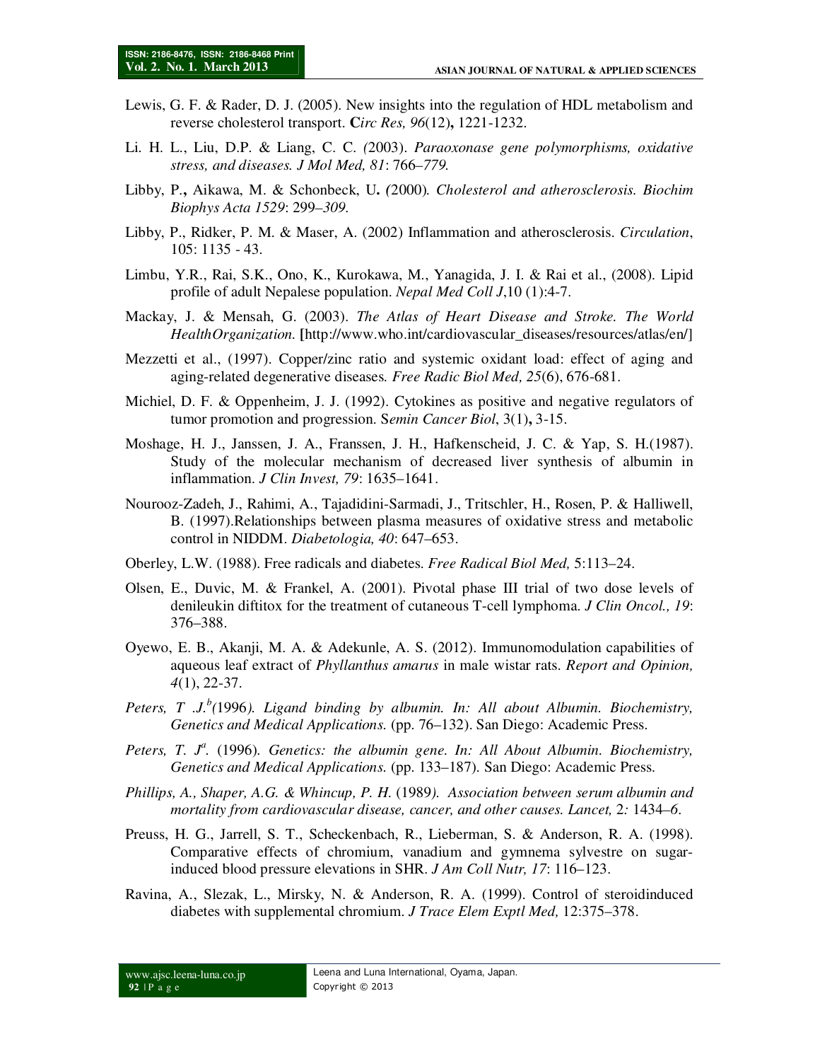Lewis, G. F. & Rader, D. J. (2005). New insights into the regulation of HDL metabolism and reverse cholesterol transport. **C***irc Res, 96*(12)**,** 1221-1232.

Li. H. L., Liu, D.P. & Liang, C. C. *(*2003). *Paraoxonase gene polymorphisms, oxidative stress, and diseases. J Mol Med, 81*: 766*–779.*

Libby, P.**,** Aikawa, M. & Schonbeck, U**.** *(*2000)*. Cholesterol and atherosclerosis. Biochim Biophys Acta 1529*: 299*–309.*

Libby, P., Ridker, P. M. & Maser, A. (2002) Inflammation and atherosclerosis. *Circulation*, 105: 1135 - 43.

Limbu, Y.R., Rai, S.K., Ono, K., Kurokawa, M., Yanagida, J. I. & Rai et al., (2008). Lipid profile of adult Nepalese population. *Nepal Med Coll J*,10 (1):4-7.

Mackay, J. & Mensah, G. (2003). *The Atlas of Heart Disease and Stroke. The World HealthOrganization.* **[**http://www.who.int/cardiovascular_diseases/resources/atlas/en/]

Mezzetti et al., (1997). Copper/zinc ratio and systemic oxidant load: effect of aging and aging-related degenerative diseases. *Free Radic Biol Med, 25*(6), 676-681.

Michiel, D. F. & Oppenheim, J. J. (1992). Cytokines as positive and negative regulators of tumor promotion and progression. S*emin Cancer Biol*, 3(1)**,** 3-15.

Moshage, H. J., Janssen, J. A., Franssen, J. H., Hafkenscheid, J. C. & Yap, S. H.(1987). Study of the molecular mechanism of decreased liver synthesis of albumin in inflammation. *J Clin Invest, 79*: 1635–1641.

Nourooz-Zadeh, J., Rahimi, A., Tajadidini-Sarmadi, J., Tritschler, H., Rosen, P. & Halliwell, B. (1997).Relationships between plasma measures of oxidative stress and metabolic control in NIDDM. *Diabetologia, 40*: 647–653.

Oberley, L.W. (1988). Free radicals and diabetes. *Free Radical Biol Med,* 5:113–24.

Olsen, E., Duvic, M. & Frankel, A. (2001). Pivotal phase III trial of two dose levels of denileukin diftitox for the treatment of cutaneous T-cell lymphoma. *J Clin Oncol., 19*: 376–388.

Oyewo, E. B., Akanji, M. A. & Adekunle, A. S. (2012). Immunomodulation capabilities of aqueous leaf extract of *Phyllanthus amarus* in male wistar rats. *Report and Opinion, 4*(1), 22-37.

*Peters, T .J.*[b]*(*1996*). Ligand binding by albumin. In: All about Albumin. Biochemistry, Genetics and Medical Applications.* (pp. 76–132). San Diego: Academic Press.

*Peters, T. J*[a]. (1996). *Genetics: the albumin gene. In: All About Albumin. Biochemistry, Genetics and Medical Applications.* (pp. 133–187). San Diego: Academic Press.

*Phillips, A., Shaper, A.G. & Whincup, P. H.* (1989*). Association between serum albumin and mortality from cardiovascular disease, cancer, and other causes. Lancet,* 2*:* 1434*–6.*

Preuss, H. G., Jarrell, S. T., Scheckenbach, R., Lieberman, S. & Anderson, R. A. (1998). Comparative effects of chromium, vanadium and gymnema sylvestre on sugar-induced blood pressure elevations in SHR. *J Am Coll Nutr, 17*: 116–123.

Ravina, A., Slezak, L., Mirsky, N. & Anderson, R. A. (1999). Control of steroidinduced diabetes with supplemental chromium. *J Trace Elem Exptl Med,* 12:375–378.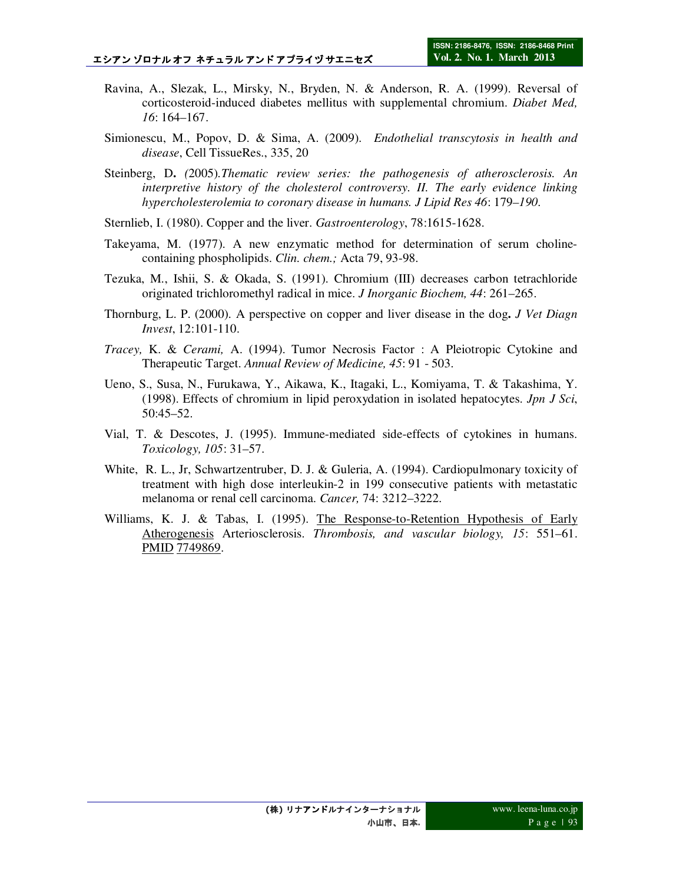Ravina, A., Slezak, L., Mirsky, N., Bryden, N. & Anderson, R. A. (1999). Reversal of corticosteroid-induced diabetes mellitus with supplemental chromium. *Diabet Med, 16*: 164–167.

Simionescu, M., Popov, D. & Sima, A. (2009). *Endothelial transcytosis in health and disease*, Cell TissueRes., 335, 20

Steinberg, D**.** *(*2005).*Thematic review series: the pathogenesis of atherosclerosis. An interpretive history of the cholesterol controversy. II. The early evidence linking hypercholesterolemia to coronary disease in humans. J Lipid Res 46*: 179–*190.*

Sternlieb, I. (1980). Copper and the liver. *Gastroenterology*, 78:1615-1628.

Takeyama, M. (1977). A new enzymatic method for determination of serum choline-containing phospholipids. *Clin. chem.;* Acta 79, 93-98.

Tezuka, M., Ishii, S. & Okada, S. (1991). Chromium (III) decreases carbon tetrachloride originated trichloromethyl radical in mice. *J Inorganic Biochem, 44*: 261–265.

Thornburg, L. P. (2000). A perspective on copper and liver disease in the dog**.** *J Vet Diagn Invest*, 12:101-110.

*Tracey,* K. & *Cerami,* A. (1994). Tumor Necrosis Factor : A Pleiotropic Cytokine and Therapeutic Target. *Annual Review of Medicine, 45*: 91 - 503.

Ueno, S., Susa, N., Furukawa, Y., Aikawa, K., Itagaki, L., Komiyama, T. & Takashima, Y. (1998). Effects of chromium in lipid peroxydation in isolated hepatocytes. *Jpn J Sci*, 50:45–52.

Vial, T. & Descotes, J. (1995). Immune-mediated side-effects of cytokines in humans. *Toxicology, 105*: 31–57.

White, R. L., Jr, Schwartzentruber, D. J. & Guleria, A. (1994). Cardiopulmonary toxicity of treatment with high dose interleukin-2 in 199 consecutive patients with metastatic melanoma or renal cell carcinoma. *Cancer,* 74: 3212–3222.

Williams, K. J. & Tabas, I. (1995). The Response-to-Retention Hypothesis of Early Atherogenesis Arteriosclerosis. *Thrombosis, and vascular biology, 15*: 551–61. PMID 7749869.